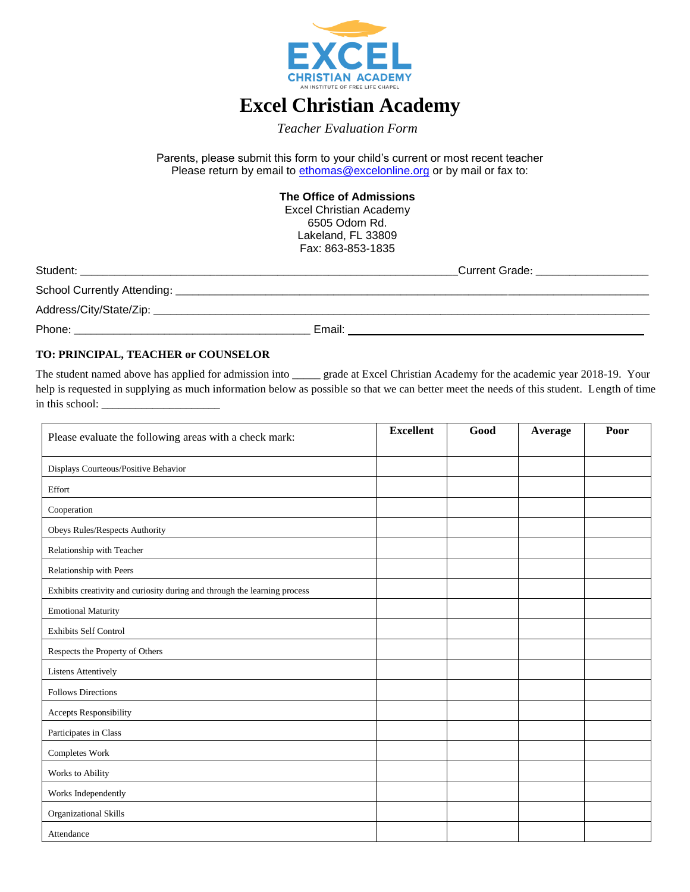# Excel Christian Academy

*Teacher Evaluation Form*

Parents, please submit this form to your child's current or most recent teacher
Please return by email to ethomas@excelonline.org or by mail or fax to:

**The Office of Admissions**
Excel Christian Academy
6505 Odom Rd.
Lakeland, FL 33809
Fax: 863-853-1835

Student: ____________________________________________________________Current Grade: __________________

School Currently Attending: ____________________________________________________________________________

Address/City/State/Zip: _______________________________________________________________________________

Phone: ______________________________________ Email: ______________________________________________

**TO: PRINCIPAL, TEACHER or COUNSELOR**

The student named above has applied for admission into _____ grade at Excel Christian Academy for the academic year 2018-19. Your help is requested in supplying as much information below as possible so that we can better meet the needs of this student. Length of time in this school: ____________________

| Please evaluate the following areas with a check mark: | Excellent | Good | Average | Poor |
|---|---|---|---|---|
| Displays Courteous/Positive Behavior | | | | |
| Effort | | | | |
| Cooperation | | | | |
| Obeys Rules/Respects Authority | | | | |
| Relationship with Teacher | | | | |
| Relationship with Peers | | | | |
| Exhibits creativity and curiosity during and through the learning process | | | | |
| Emotional Maturity | | | | |
| Exhibits Self Control | | | | |
| Respects the Property of Others | | | | |
| Listens Attentively | | | | |
| Follows Directions | | | | |
| Accepts Responsibility | | | | |
| Participates in Class | | | | |
| Completes Work | | | | |
| Works to Ability | | | | |
| Works Independently | | | | |
| Organizational Skills | | | | |
| Attendance | | | | |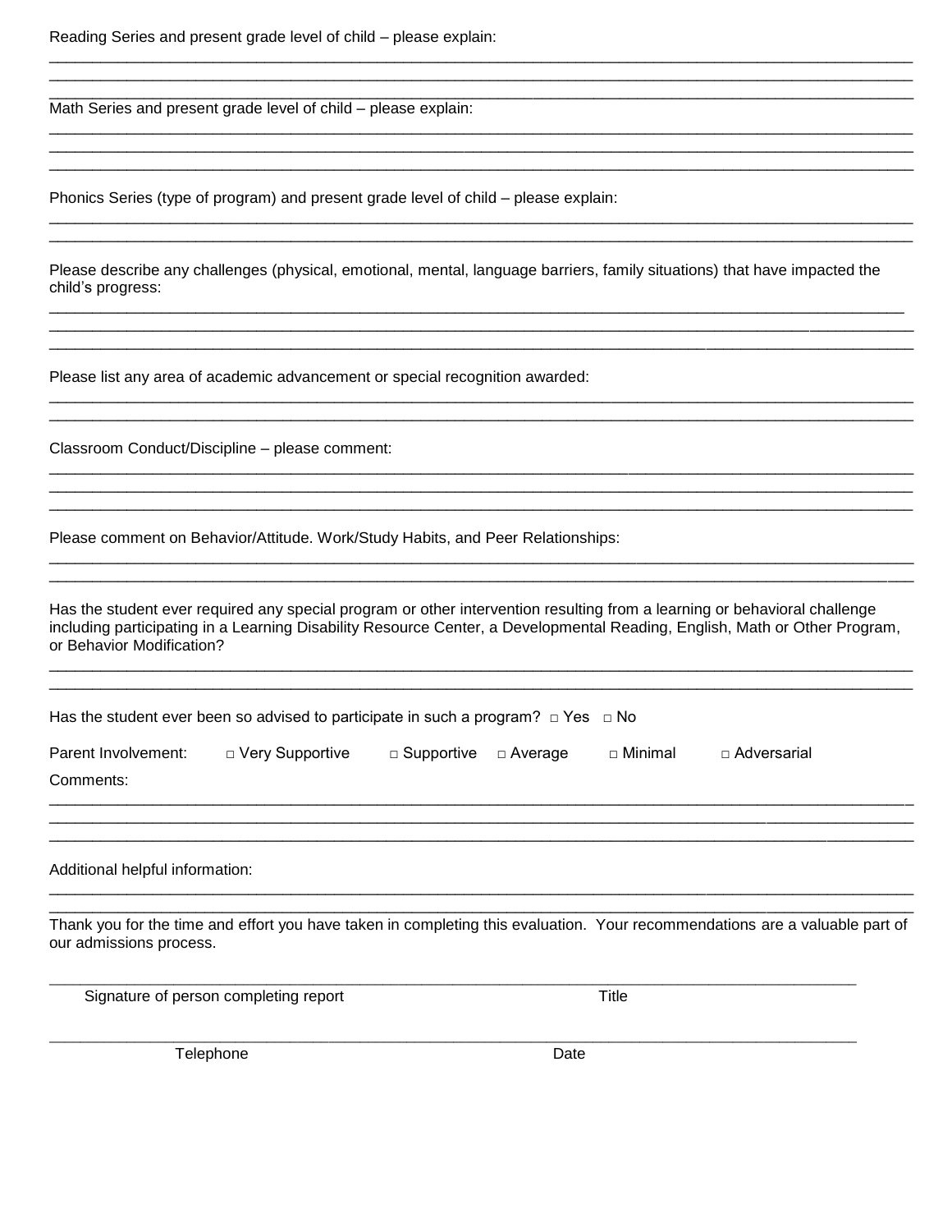Reading Series and present grade level of child – please explain:

______________________________________________________________________________
______________________________________________________________________________
______________________________________________________________________________

Math Series and present grade level of child – please explain:

______________________________________________________________________________
______________________________________________________________________________
______________________________________________________________________________

Phonics Series (type of program) and present grade level of child – please explain:

______________________________________________________________________________
______________________________________________________________________________

Please describe any challenges (physical, emotional, mental, language barriers, family situations) that have impacted the child's progress:

______________________________________________________________________________
______________________________________________________________________________
______________________________________________________________________________

Please list any area of academic advancement or special recognition awarded:

______________________________________________________________________________
______________________________________________________________________________

Classroom Conduct/Discipline – please comment:

______________________________________________________________________________
______________________________________________________________________________
______________________________________________________________________________

Please comment on Behavior/Attitude. Work/Study Habits, and Peer Relationships:

______________________________________________________________________________
______________________________________________________________________________

Has the student ever required any special program or other intervention resulting from a learning or behavioral challenge including participating in a Learning Disability Resource Center, a Developmental Reading, English, Math or Other Program, or Behavior Modification?

______________________________________________________________________________
______________________________________________________________________________

Has the student ever been so advised to participate in such a program? □ Yes □ No

Parent Involvement: □ Very Supportive □ Supportive □ Average □ Minimal □ Adversarial

Comments:

______________________________________________________________________________
______________________________________________________________________________
______________________________________________________________________________

Additional helpful information:

______________________________________________________________________________
______________________________________________________________________________

Thank you for the time and effort you have taken in completing this evaluation. Your recommendations are a valuable part of our admissions process.

______________________________________________________________________________
Signature of person completing report Title

______________________________________________________________________________
Telephone Date